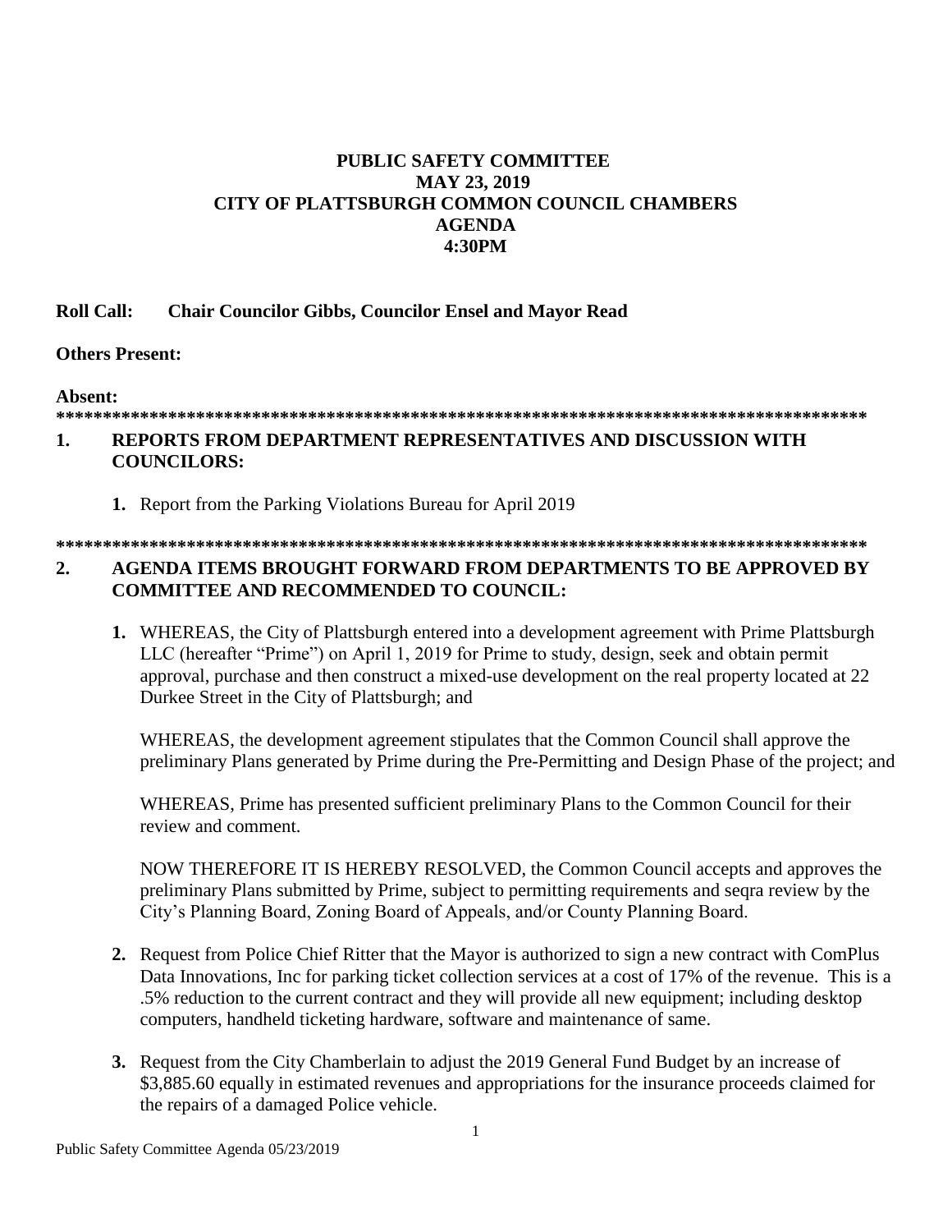# PUBLIC SAFETY COMMITTEE
# MAY 23, 2019
# CITY OF PLATTSBURGH COMMON COUNCIL CHAMBERS
# AGENDA
# 4:30PM

**Roll Call: Chair Councilor Gibbs, Councilor Ensel and Mayor Read**

**Others Present:**

**Absent:**

**************************************************************************************

## 1. REPORTS FROM DEPARTMENT REPRESENTATIVES AND DISCUSSION WITH COUNCILORS:

1. Report from the Parking Violations Bureau for April 2019

**************************************************************************************

## 2. AGENDA ITEMS BROUGHT FORWARD FROM DEPARTMENTS TO BE APPROVED BY COMMITTEE AND RECOMMENDED TO COUNCIL:

1. WHEREAS, the City of Plattsburgh entered into a development agreement with Prime Plattsburgh LLC (hereafter "Prime") on April 1, 2019 for Prime to study, design, seek and obtain permit approval, purchase and then construct a mixed-use development on the real property located at 22 Durkee Street in the City of Plattsburgh; and

   WHEREAS, the development agreement stipulates that the Common Council shall approve the preliminary Plans generated by Prime during the Pre-Permitting and Design Phase of the project; and

   WHEREAS, Prime has presented sufficient preliminary Plans to the Common Council for their review and comment.

   NOW THEREFORE IT IS HEREBY RESOLVED, the Common Council accepts and approves the preliminary Plans submitted by Prime, subject to permitting requirements and seqra review by the City's Planning Board, Zoning Board of Appeals, and/or County Planning Board.

2. Request from Police Chief Ritter that the Mayor is authorized to sign a new contract with ComPlus Data Innovations, Inc for parking ticket collection services at a cost of 17% of the revenue. This is a .5% reduction to the current contract and they will provide all new equipment; including desktop computers, handheld ticketing hardware, software and maintenance of same.

3. Request from the City Chamberlain to adjust the 2019 General Fund Budget by an increase of $3,885.60 equally in estimated revenues and appropriations for the insurance proceeds claimed for the repairs of a damaged Police vehicle.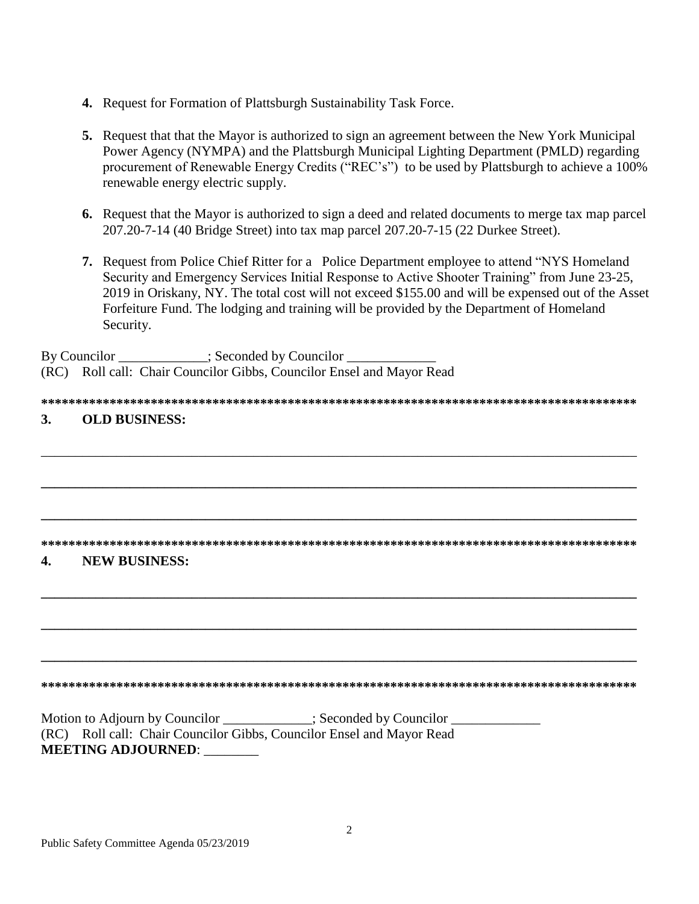4. Request for Formation of Plattsburgh Sustainability Task Force.

5. Request that that the Mayor is authorized to sign an agreement between the New York Municipal Power Agency (NYMPA) and the Plattsburgh Municipal Lighting Department (PMLD) regarding procurement of Renewable Energy Credits ("REC's") to be used by Plattsburgh to achieve a 100% renewable energy electric supply.

6. Request that the Mayor is authorized to sign a deed and related documents to merge tax map parcel 207.20-7-14 (40 Bridge Street) into tax map parcel 207.20-7-15 (22 Durkee Street).

7. Request from Police Chief Ritter for a Police Department employee to attend "NYS Homeland Security and Emergency Services Initial Response to Active Shooter Training" from June 23-25, 2019 in Oriskany, NY. The total cost will not exceed $155.00 and will be expensed out of the Asset Forfeiture Fund. The lodging and training will be provided by the Department of Homeland Security.

By Councilor _____________; Seconded by Councilor _____________
(RC) Roll call: Chair Councilor Gibbs, Councilor Ensel and Mayor Read

**************************************************************************************

## 3. OLD BUSINESS:

_____________________________________________________________________________________

_____________________________________________________________________________________

_____________________________________________________________________________________

**************************************************************************************

## 4. NEW BUSINESS:

_____________________________________________________________________________________

_____________________________________________________________________________________

_____________________________________________________________________________________

**************************************************************************************

Motion to Adjourn by Councilor _____________; Seconded by Councilor _____________
(RC) Roll call: Chair Councilor Gibbs, Councilor Ensel and Mayor Read
**MEETING ADJOURNED**: ________